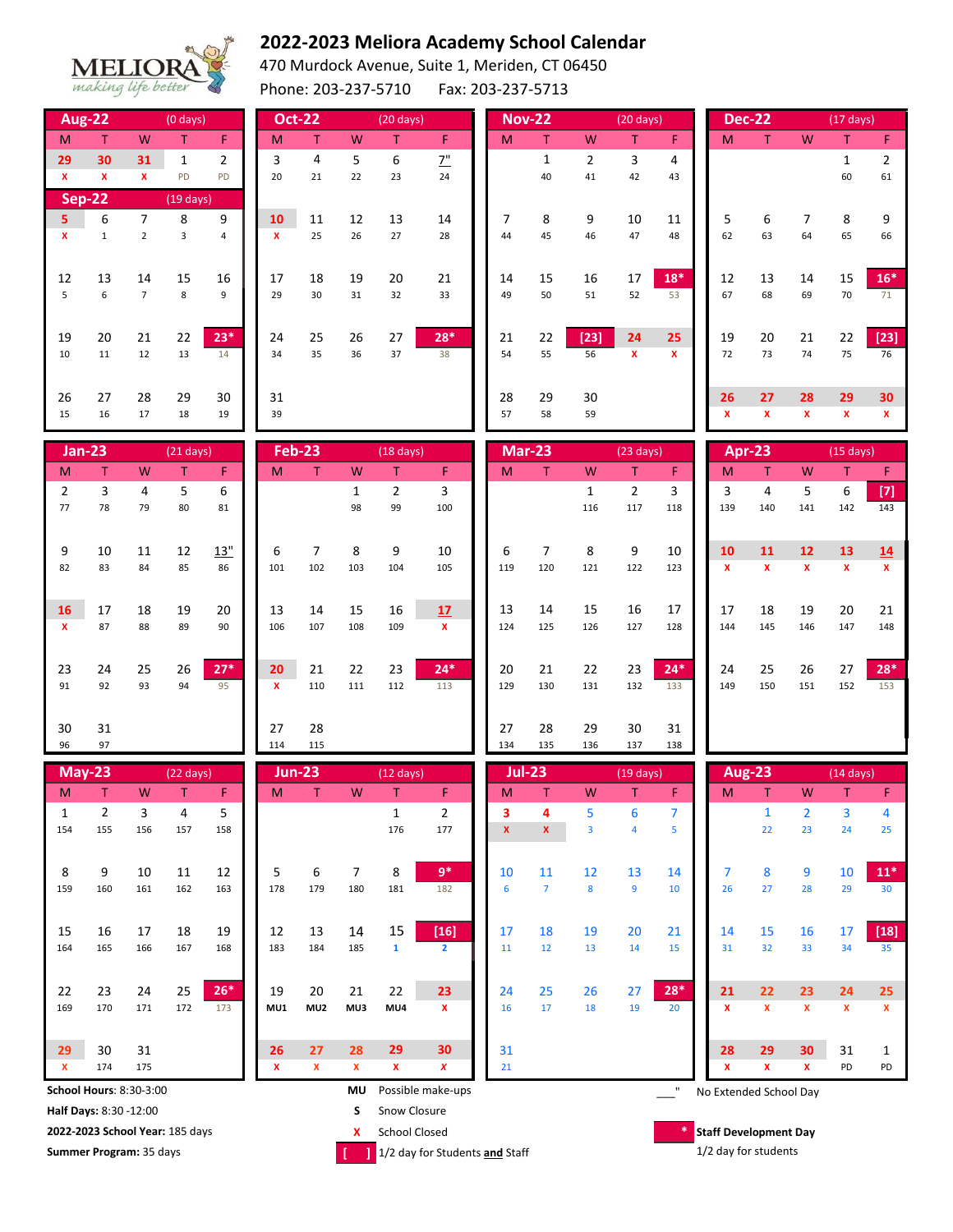# 2022-2023 Meliora Academy School Calendar

MELIORA *making life better*

470 Murdock Avenue, Suite 1, Meriden, CT 06450

Phone: 203-237-5710 Fax: 203-237-5713

## Aug-22 (0 days)

| M | T | W | T | F |
|---|---|---|---|---|
| 29 x | 30 x | 31 x | 1 PD | 2 PD |

## Sep-22 (19 days)

| M | T | W | T | F |
|---|---|---|---|---|
| 5 x | 6 1 | 7 2 | 8 3 | 9 4 |
| 12 5 | 13 6 | 14 7 | 15 8 | 16 9 |
| 19 10 | 20 11 | 21 12 | 22 13 | 23* 14 |
| 26 15 | 27 16 | 28 17 | 29 18 | 30 19 |

## Oct-22 (20 days)

| M | T | W | T | F |
|---|---|---|---|---|
| 3 20 | 4 21 | 5 22 | 6 23 | 7" 24 |
| 10 x | 11 25 | 12 26 | 13 27 | 14 28 |
| 17 29 | 18 30 | 19 31 | 20 32 | 21 33 |
| 24 34 | 25 35 | 26 36 | 27 37 | 28* 38 |
| 31 39 | | | | |

## Nov-22 (20 days)

| M | T | W | T | F |
|---|---|---|---|---|
| | 1 40 | 2 41 | 3 42 | 4 43 |
| 7 44 | 8 45 | 9 46 | 10 47 | 11 48 |
| 14 49 | 15 50 | 16 51 | 17 52 | 18* 53 |
| 21 54 | 22 55 | [23] 56 | 24 x | 25 x |
| 28 57 | 29 58 | 30 59 | | |

## Dec-22 (17 days)

| M | T | W | T | F |
|---|---|---|---|---|
| | | | 1 60 | 2 61 |
| 5 62 | 6 63 | 7 64 | 8 65 | 9 66 |
| 12 67 | 13 68 | 14 69 | 15 70 | 16* 71 |
| 19 72 | 20 73 | 21 74 | 22 75 | [23] 76 |
| 26 x | 27 x | 28 x | 29 x | 30 x |

## Jan-23 (21 days)

| M | T | W | T | F |
|---|---|---|---|---|
| 2 77 | 3 78 | 4 79 | 5 80 | 6 81 |
| 9 82 | 10 83 | 11 84 | 12 85 | 13" 86 |
| 16 x | 17 87 | 18 88 | 19 89 | 20 90 |
| 23 91 | 24 92 | 25 93 | 26 94 | 27* 95 |
| 30 96 | 31 97 | | | |

## Feb-23 (18 days)

| M | T | W | T | F |
|---|---|---|---|---|
| | | 1 98 | 2 99 | 3 100 |
| 6 101 | 7 102 | 8 103 | 9 104 | 10 105 |
| 13 106 | 14 107 | 15 108 | 16 109 | 17 x |
| 20 x | 21 110 | 22 111 | 23 112 | 24* 113 |
| 27 114 | 28 115 | | | |

## Mar-23 (23 days)

| M | T | W | T | F |
|---|---|---|---|---|
| | | 1 116 | 2 117 | 3 118 |
| 6 119 | 7 120 | 8 121 | 9 122 | 10 123 |
| 13 124 | 14 125 | 15 126 | 16 127 | 17 128 |
| 20 129 | 21 130 | 22 131 | 23 132 | 24* 133 |
| 27 134 | 28 135 | 29 136 | 30 137 | 31 138 |

## Apr-23 (15 days)

| M | T | W | T | F |
|---|---|---|---|---|
| 3 139 | 4 140 | 5 141 | 6 142 | [7] 143 |
| 10 x | 11 x | 12 x | 13 x | 14 x |
| 17 144 | 18 145 | 19 146 | 20 147 | 21 148 |
| 24 149 | 25 150 | 26 151 | 27 152 | 28* 153 |

## May-23 (22 days)

| M | T | W | T | F |
|---|---|---|---|---|
| 1 154 | 2 155 | 3 156 | 4 157 | 5 158 |
| 8 159 | 9 160 | 10 161 | 11 162 | 12 163 |
| 15 164 | 16 165 | 17 166 | 18 167 | 19 168 |
| 22 169 | 23 170 | 24 171 | 25 172 | 26* 173 |
| 29 x | 30 174 | 31 175 | | |

## Jun-23 (12 days)

| M | T | W | T | F |
|---|---|---|---|---|
| | | | 1 176 | 2 177 |
| 5 178 | 6 179 | 7 180 | 8 181 | 9* 182 |
| 12 183 | 13 184 | 14 185 | 15 1 | [16] 2 |
| 19 MU1 | 20 MU2 | 21 MU3 | 22 MU4 | 23 x |
| 26 x | 27 x | 28 x | 29 x | 30 x |

## Jul-23 (19 days)

| M | T | W | T | F |
|---|---|---|---|---|
| 3 x | 4 x | 5 3 | 6 4 | 7 5 |
| 10 6 | 11 7 | 12 8 | 13 9 | 14 10 |
| 17 11 | 18 12 | 19 13 | 20 14 | 21 15 |
| 24 16 | 25 17 | 26 18 | 27 19 | 28* 20 |
| 31 21 | | | | |

## Aug-23 (14 days)

| M | T | W | T | F |
|---|---|---|---|---|
| | 1 22 | 2 23 | 3 24 | 4 25 |
| 7 26 | 8 27 | 9 28 | 10 29 | 11* 30 |
| 14 31 | 15 32 | 16 33 | 17 34 | [18] 35 |
| 21 x | 22 x | 23 x | 24 x | 25 x |
| 28 x | 29 x | 30 x | 31 PD | 1 PD |

**School Hours**: 8:30-3:00

**Half Days:** 8:30 -12:00

**2022-2023 School Year:** 185 days

**Summer Program:** 35 days

**MU** Possible make-ups

**S** Snow Closure

**x** School Closed

[ ] 1/2 day for Students **and** Staff

___" No Extended School Day

\* **Staff Development Day** 1/2 day for students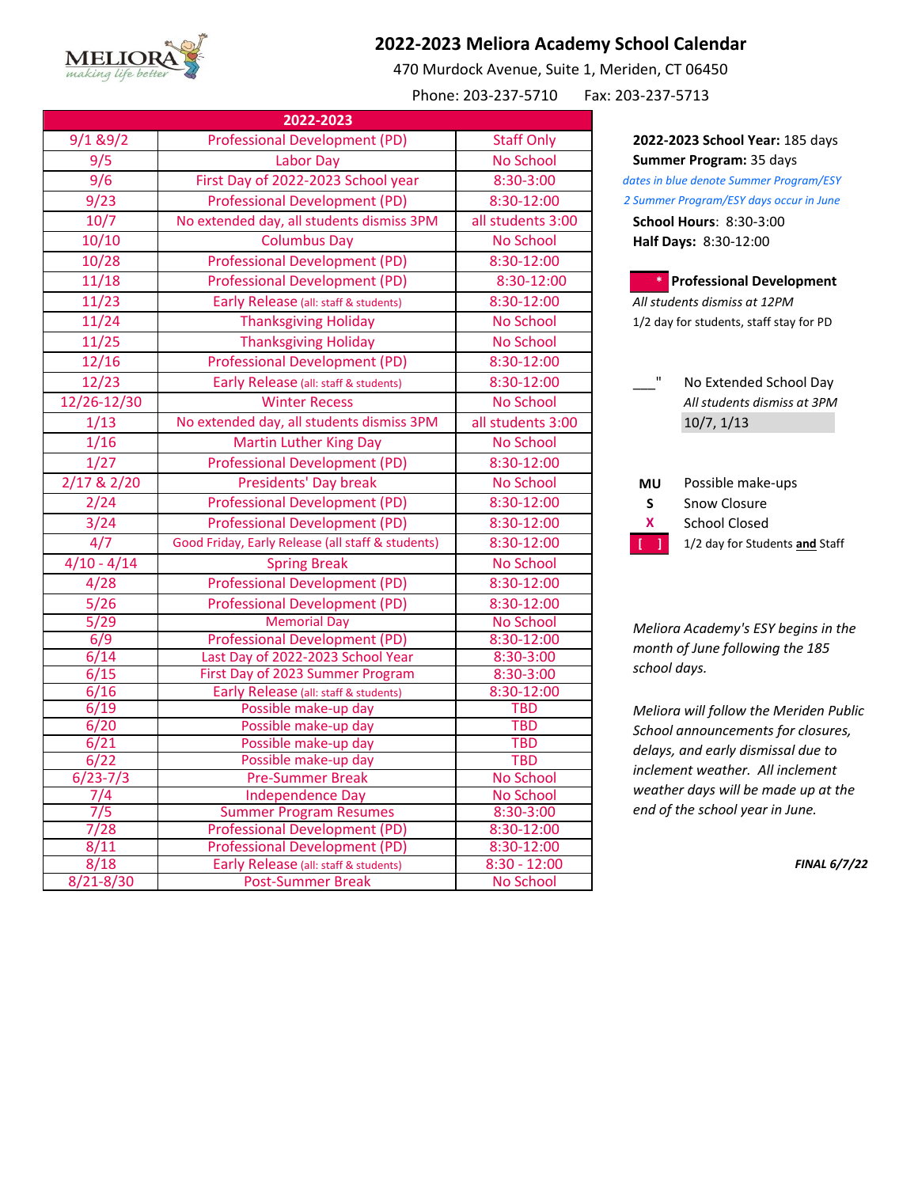# 2022-2023 Meliora Academy School Calendar

470 Murdock Avenue, Suite 1, Meriden, CT 06450

Phone: 203-237-5710 Fax: 203-237-5713

| 2022-2023 | | |
|---|---|---|
| 9/1 &9/2 | Professional Development (PD) | Staff Only |
| 9/5 | Labor Day | No School |
| 9/6 | First Day of 2022-2023 School year | 8:30-3:00 |
| 9/23 | Professional Development (PD) | 8:30-12:00 |
| 10/7 | No extended day, all students dismiss 3PM | all students 3:00 |
| 10/10 | Columbus Day | No School |
| 10/28 | Professional Development (PD) | 8:30-12:00 |
| 11/18 | Professional Development (PD) | 8:30-12:00 |
| 11/23 | Early Release (all: staff & students) | 8:30-12:00 |
| 11/24 | Thanksgiving Holiday | No School |
| 11/25 | Thanksgiving Holiday | No School |
| 12/16 | Professional Development (PD) | 8:30-12:00 |
| 12/23 | Early Release (all: staff & students) | 8:30-12:00 |
| 12/26-12/30 | Winter Recess | No School |
| 1/13 | No extended day, all students dismiss 3PM | all students 3:00 |
| 1/16 | Martin Luther King Day | No School |
| 1/27 | Professional Development (PD) | 8:30-12:00 |
| 2/17 & 2/20 | Presidents' Day break | No School |
| 2/24 | Professional Development (PD) | 8:30-12:00 |
| 3/24 | Professional Development (PD) | 8:30-12:00 |
| 4/7 | Good Friday, Early Release (all staff & students) | 8:30-12:00 |
| 4/10 - 4/14 | Spring Break | No School |
| 4/28 | Professional Development (PD) | 8:30-12:00 |
| 5/26 | Professional Development (PD) | 8:30-12:00 |
| 5/29 | Memorial Day | No School |
| 6/9 | Professional Development (PD) | 8:30-12:00 |
| 6/14 | Last Day of 2022-2023 School Year | 8:30-3:00 |
| 6/15 | First Day of 2023 Summer Program | 8:30-3:00 |
| 6/16 | Early Release (all: staff & students) | 8:30-12:00 |
| 6/19 | Possible make-up day | TBD |
| 6/20 | Possible make-up day | TBD |
| 6/21 | Possible make-up day | TBD |
| 6/22 | Possible make-up day | TBD |
| 6/23-7/3 | Pre-Summer Break | No School |
| 7/4 | Independence Day | No School |
| 7/5 | Summer Program Resumes | 8:30-3:00 |
| 7/28 | Professional Development (PD) | 8:30-12:00 |
| 8/11 | Professional Development (PD) | 8:30-12:00 |
| 8/18 | Early Release (all: staff & students) | 8:30 - 12:00 |
| 8/21-8/30 | Post-Summer Break | No School |

**2022-2023 School Year:** 185 days
**Summer Program:** 35 days
*dates in blue denote Summer Program/ESY*
*2 Summer Program/ESY days occur in June*
**School Hours**: 8:30-3:00
**Half Days:** 8:30-12:00

\* **Professional Development**
*All students dismiss at 12PM*
1/2 day for students, staff stay for PD

___" No Extended School Day
*All students dismiss at 3PM*
10/7, 1/13

**MU** Possible make-ups
**S** Snow Closure
**X** School Closed
[ ] 1/2 day for Students **and** Staff

*Meliora Academy's ESY begins in the month of June following the 185 school days.*

*Meliora will follow the Meriden Public School announcements for closures, delays, and early dismissal due to inclement weather. All inclement weather days will be made up at the end of the school year in June.*

***FINAL 6/7/22***